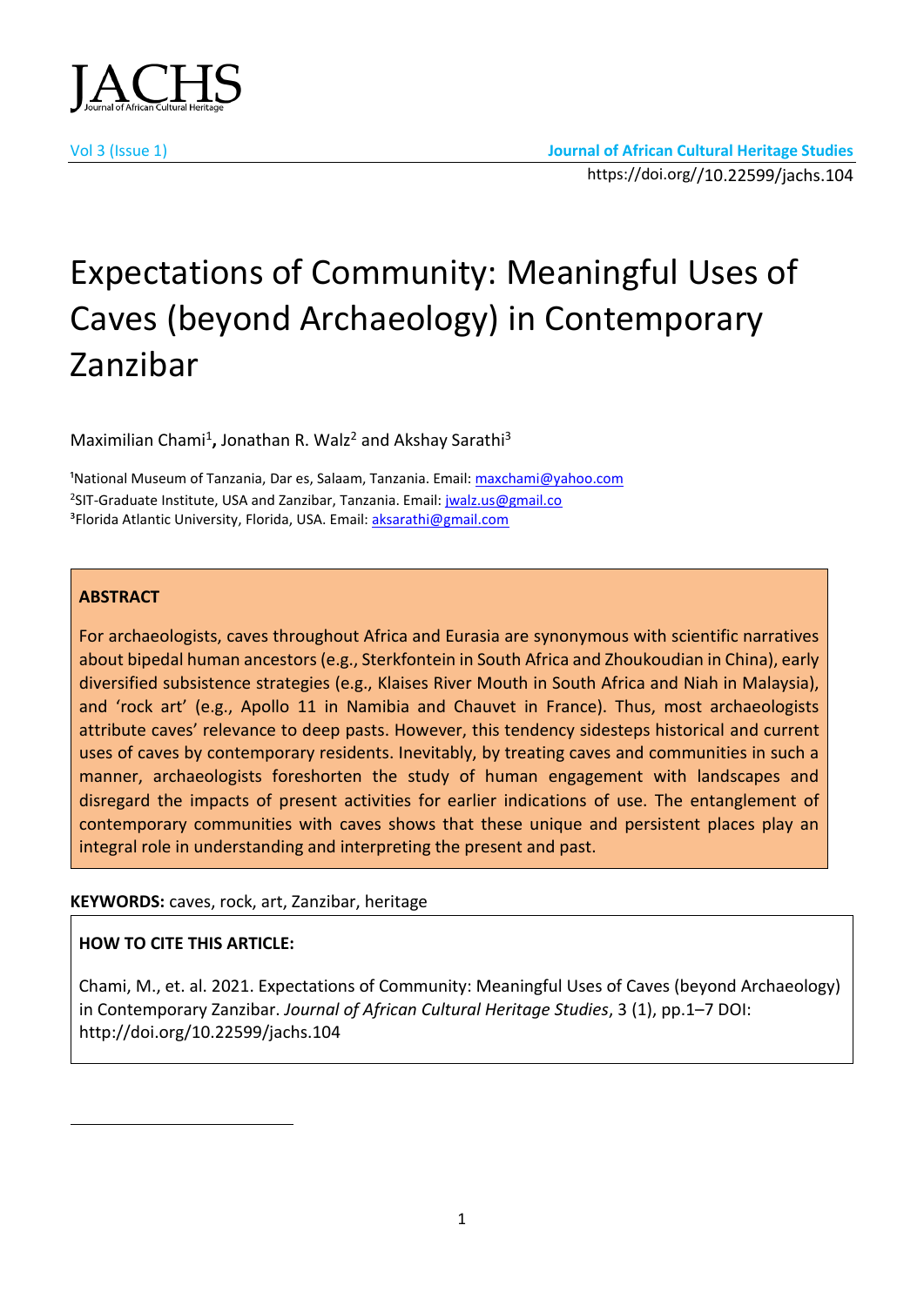# Expectations of Community: Meaningful Uses of Caves (beyond Archaeology) in Contemporary Zanzibar

Maximilian Chami[1], Jonathan R. Walz[2] and Akshay Sarathi[3]

[1]National Museum of Tanzania, Dar es, Salaam, Tanzania. Email: maxchami@yahoo.com
[2]SIT-Graduate Institute, USA and Zanzibar, Tanzania. Email: jwalz.us@gmail.co
[3]Florida Atlantic University, Florida, USA. Email: aksarathi@gmail.com

**ABSTRACT**

For archaeologists, caves throughout Africa and Eurasia are synonymous with scientific narratives about bipedal human ancestors (e.g., Sterkfontein in South Africa and Zhoukoudian in China), early diversified subsistence strategies (e.g., Klaises River Mouth in South Africa and Niah in Malaysia), and 'rock art' (e.g., Apollo 11 in Namibia and Chauvet in France). Thus, most archaeologists attribute caves' relevance to deep pasts. However, this tendency sidesteps historical and current uses of caves by contemporary residents. Inevitably, by treating caves and communities in such a manner, archaeologists foreshorten the study of human engagement with landscapes and disregard the impacts of present activities for earlier indications of use. The entanglement of contemporary communities with caves shows that these unique and persistent places play an integral role in understanding and interpreting the present and past.

**KEYWORDS:** caves, rock, art, Zanzibar, heritage

**HOW TO CITE THIS ARTICLE:**

Chami, M., et. al. 2021. Expectations of Community: Meaningful Uses of Caves (beyond Archaeology) in Contemporary Zanzibar. *Journal of African Cultural Heritage Studies*, 3 (1), pp.1–7 DOI: http://doi.org/10.22599/jachs.104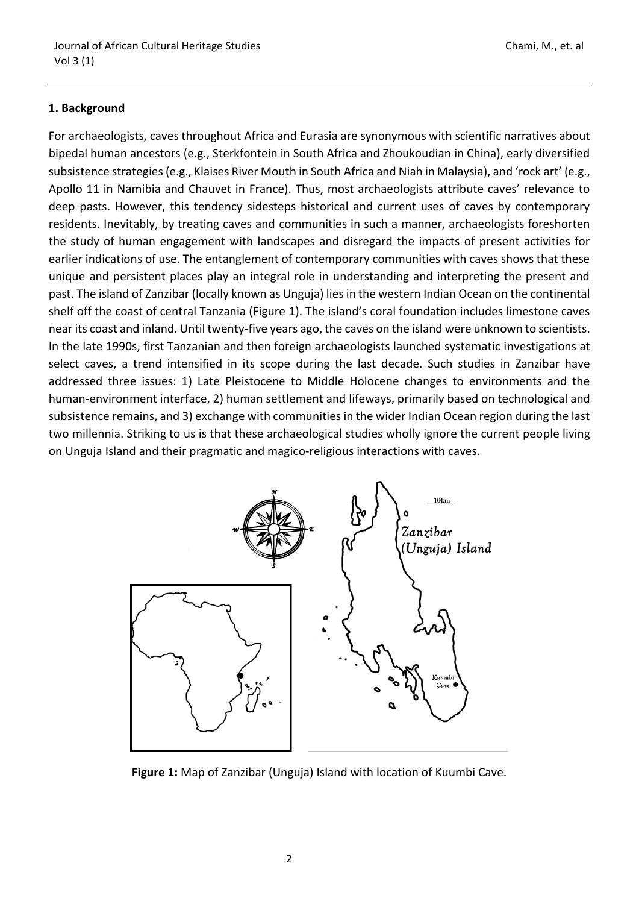## 1. Background

For archaeologists, caves throughout Africa and Eurasia are synonymous with scientific narratives about bipedal human ancestors (e.g., Sterkfontein in South Africa and Zhoukoudian in China), early diversified subsistence strategies (e.g., Klaises River Mouth in South Africa and Niah in Malaysia), and 'rock art' (e.g., Apollo 11 in Namibia and Chauvet in France). Thus, most archaeologists attribute caves' relevance to deep pasts. However, this tendency sidesteps historical and current uses of caves by contemporary residents. Inevitably, by treating caves and communities in such a manner, archaeologists foreshorten the study of human engagement with landscapes and disregard the impacts of present activities for earlier indications of use. The entanglement of contemporary communities with caves shows that these unique and persistent places play an integral role in understanding and interpreting the present and past. The island of Zanzibar (locally known as Unguja) lies in the western Indian Ocean on the continental shelf off the coast of central Tanzania (Figure 1). The island's coral foundation includes limestone caves near its coast and inland. Until twenty-five years ago, the caves on the island were unknown to scientists. In the late 1990s, first Tanzanian and then foreign archaeologists launched systematic investigations at select caves, a trend intensified in its scope during the last decade. Such studies in Zanzibar have addressed three issues: 1) Late Pleistocene to Middle Holocene changes to environments and the human-environment interface, 2) human settlement and lifeways, primarily based on technological and subsistence remains, and 3) exchange with communities in the wider Indian Ocean region during the last two millennia. Striking to us is that these archaeological studies wholly ignore the current people living on Unguja Island and their pragmatic and magico-religious interactions with caves.

**Figure 1:** Map of Zanzibar (Unguja) Island with location of Kuumbi Cave.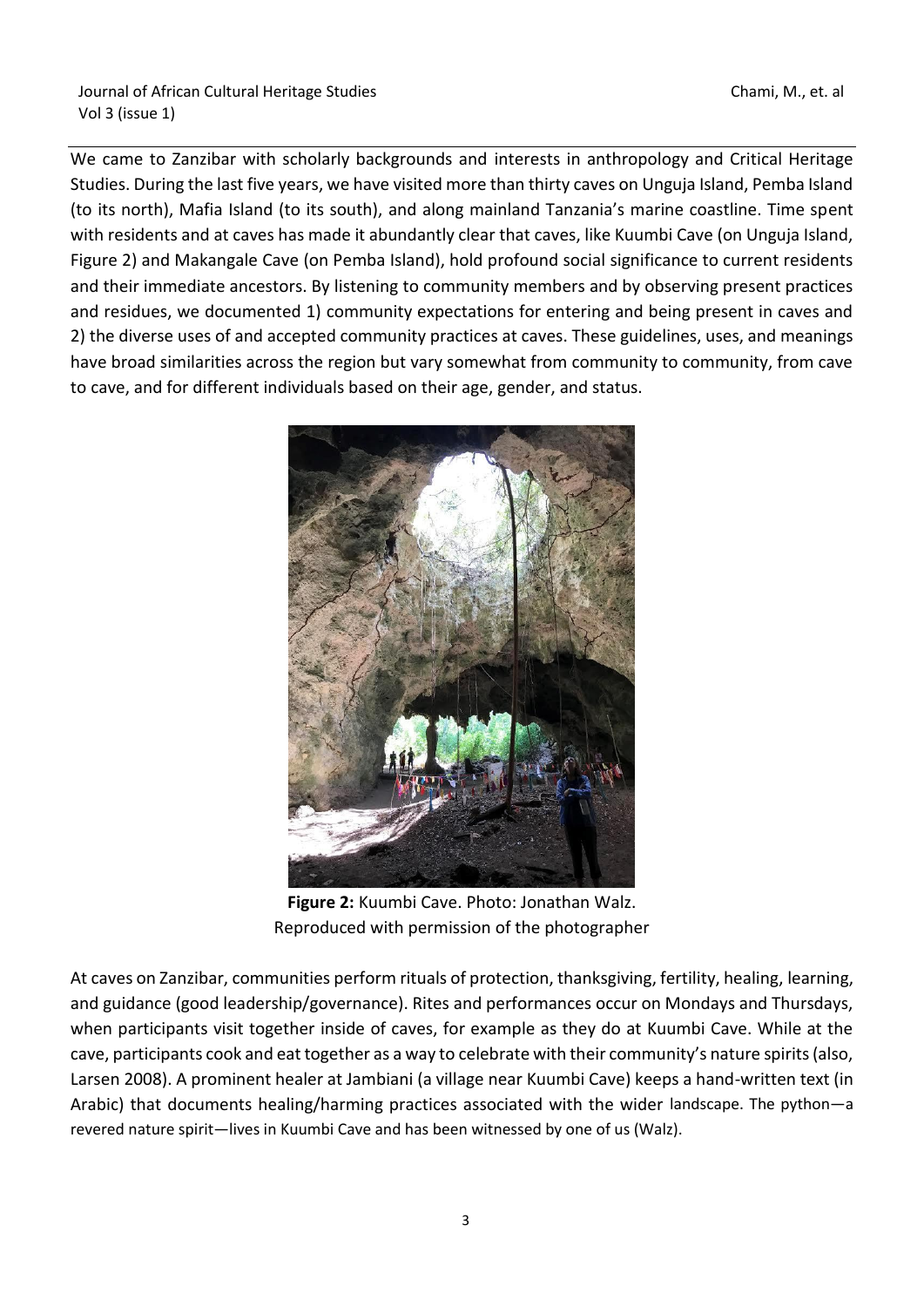We came to Zanzibar with scholarly backgrounds and interests in anthropology and Critical Heritage Studies. During the last five years, we have visited more than thirty caves on Unguja Island, Pemba Island (to its north), Mafia Island (to its south), and along mainland Tanzania's marine coastline. Time spent with residents and at caves has made it abundantly clear that caves, like Kuumbi Cave (on Unguja Island, Figure 2) and Makangale Cave (on Pemba Island), hold profound social significance to current residents and their immediate ancestors. By listening to community members and by observing present practices and residues, we documented 1) community expectations for entering and being present in caves and 2) the diverse uses of and accepted community practices at caves. These guidelines, uses, and meanings have broad similarities across the region but vary somewhat from community to community, from cave to cave, and for different individuals based on their age, gender, and status.

**Figure 2:** Kuumbi Cave. Photo: Jonathan Walz. Reproduced with permission of the photographer

At caves on Zanzibar, communities perform rituals of protection, thanksgiving, fertility, healing, learning, and guidance (good leadership/governance). Rites and performances occur on Mondays and Thursdays, when participants visit together inside of caves, for example as they do at Kuumbi Cave. While at the cave, participants cook and eat together as a way to celebrate with their community's nature spirits (also, Larsen 2008). A prominent healer at Jambiani (a village near Kuumbi Cave) keeps a hand-written text (in Arabic) that documents healing/harming practices associated with the wider landscape. The python—a revered nature spirit—lives in Kuumbi Cave and has been witnessed by one of us (Walz).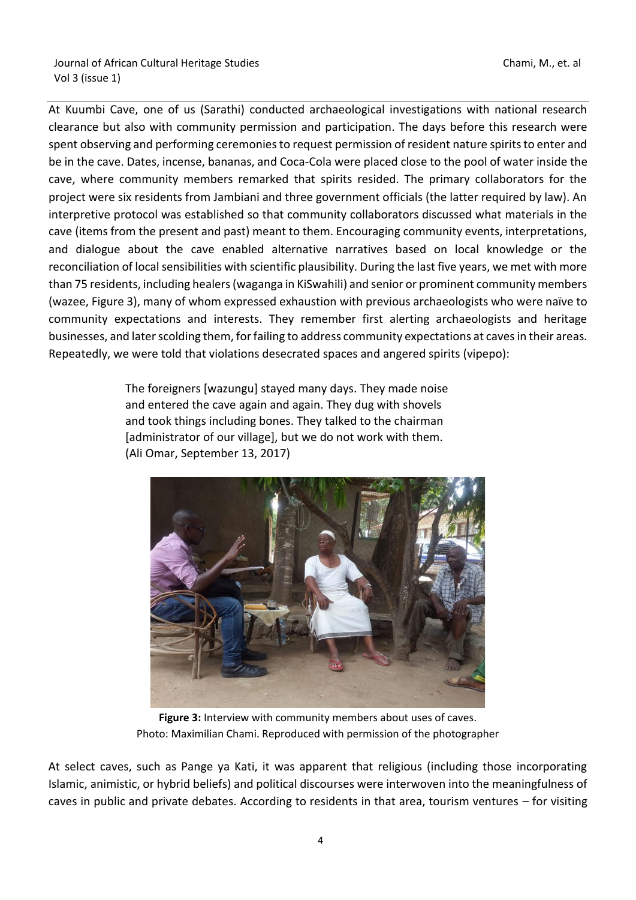At Kuumbi Cave, one of us (Sarathi) conducted archaeological investigations with national research clearance but also with community permission and participation. The days before this research were spent observing and performing ceremonies to request permission of resident nature spirits to enter and be in the cave. Dates, incense, bananas, and Coca-Cola were placed close to the pool of water inside the cave, where community members remarked that spirits resided. The primary collaborators for the project were six residents from Jambiani and three government officials (the latter required by law). An interpretive protocol was established so that community collaborators discussed what materials in the cave (items from the present and past) meant to them. Encouraging community events, interpretations, and dialogue about the cave enabled alternative narratives based on local knowledge or the reconciliation of local sensibilities with scientific plausibility. During the last five years, we met with more than 75 residents, including healers (waganga in KiSwahili) and senior or prominent community members (wazee, Figure 3), many of whom expressed exhaustion with previous archaeologists who were naïve to community expectations and interests. They remember first alerting archaeologists and heritage businesses, and later scolding them, for failing to address community expectations at caves in their areas. Repeatedly, we were told that violations desecrated spaces and angered spirits (vipepo):

> The foreigners [wazungu] stayed many days. They made noise and entered the cave again and again. They dug with shovels and took things including bones. They talked to the chairman [administrator of our village], but we do not work with them. (Ali Omar, September 13, 2017)

**Figure 3:** Interview with community members about uses of caves. Photo: Maximilian Chami. Reproduced with permission of the photographer

At select caves, such as Pange ya Kati, it was apparent that religious (including those incorporating Islamic, animistic, or hybrid beliefs) and political discourses were interwoven into the meaningfulness of caves in public and private debates. According to residents in that area, tourism ventures – for visiting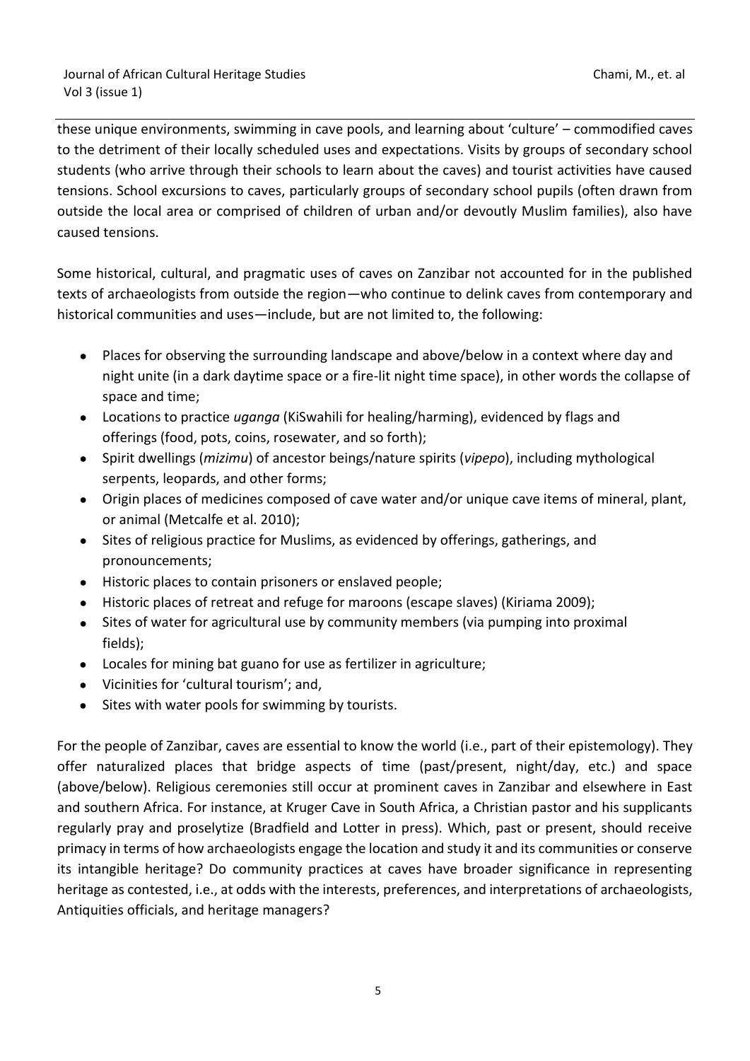these unique environments, swimming in cave pools, and learning about 'culture' – commodified caves to the detriment of their locally scheduled uses and expectations. Visits by groups of secondary school students (who arrive through their schools to learn about the caves) and tourist activities have caused tensions. School excursions to caves, particularly groups of secondary school pupils (often drawn from outside the local area or comprised of children of urban and/or devoutly Muslim families), also have caused tensions.

Some historical, cultural, and pragmatic uses of caves on Zanzibar not accounted for in the published texts of archaeologists from outside the region—who continue to delink caves from contemporary and historical communities and uses—include, but are not limited to, the following:

- Places for observing the surrounding landscape and above/below in a context where day and night unite (in a dark daytime space or a fire-lit night time space), in other words the collapse of space and time;
- Locations to practice *uganga* (KiSwahili for healing/harming), evidenced by flags and offerings (food, pots, coins, rosewater, and so forth);
- Spirit dwellings (*mizimu*) of ancestor beings/nature spirits (*vipepo*), including mythological serpents, leopards, and other forms;
- Origin places of medicines composed of cave water and/or unique cave items of mineral, plant, or animal (Metcalfe et al. 2010);
- Sites of religious practice for Muslims, as evidenced by offerings, gatherings, and pronouncements;
- Historic places to contain prisoners or enslaved people;
- Historic places of retreat and refuge for maroons (escape slaves) (Kiriama 2009);
- Sites of water for agricultural use by community members (via pumping into proximal fields);
- Locales for mining bat guano for use as fertilizer in agriculture;
- Vicinities for 'cultural tourism'; and,
- Sites with water pools for swimming by tourists.

For the people of Zanzibar, caves are essential to know the world (i.e., part of their epistemology). They offer naturalized places that bridge aspects of time (past/present, night/day, etc.) and space (above/below). Religious ceremonies still occur at prominent caves in Zanzibar and elsewhere in East and southern Africa. For instance, at Kruger Cave in South Africa, a Christian pastor and his supplicants regularly pray and proselytize (Bradfield and Lotter in press). Which, past or present, should receive primacy in terms of how archaeologists engage the location and study it and its communities or conserve its intangible heritage? Do community practices at caves have broader significance in representing heritage as contested, i.e., at odds with the interests, preferences, and interpretations of archaeologists, Antiquities officials, and heritage managers?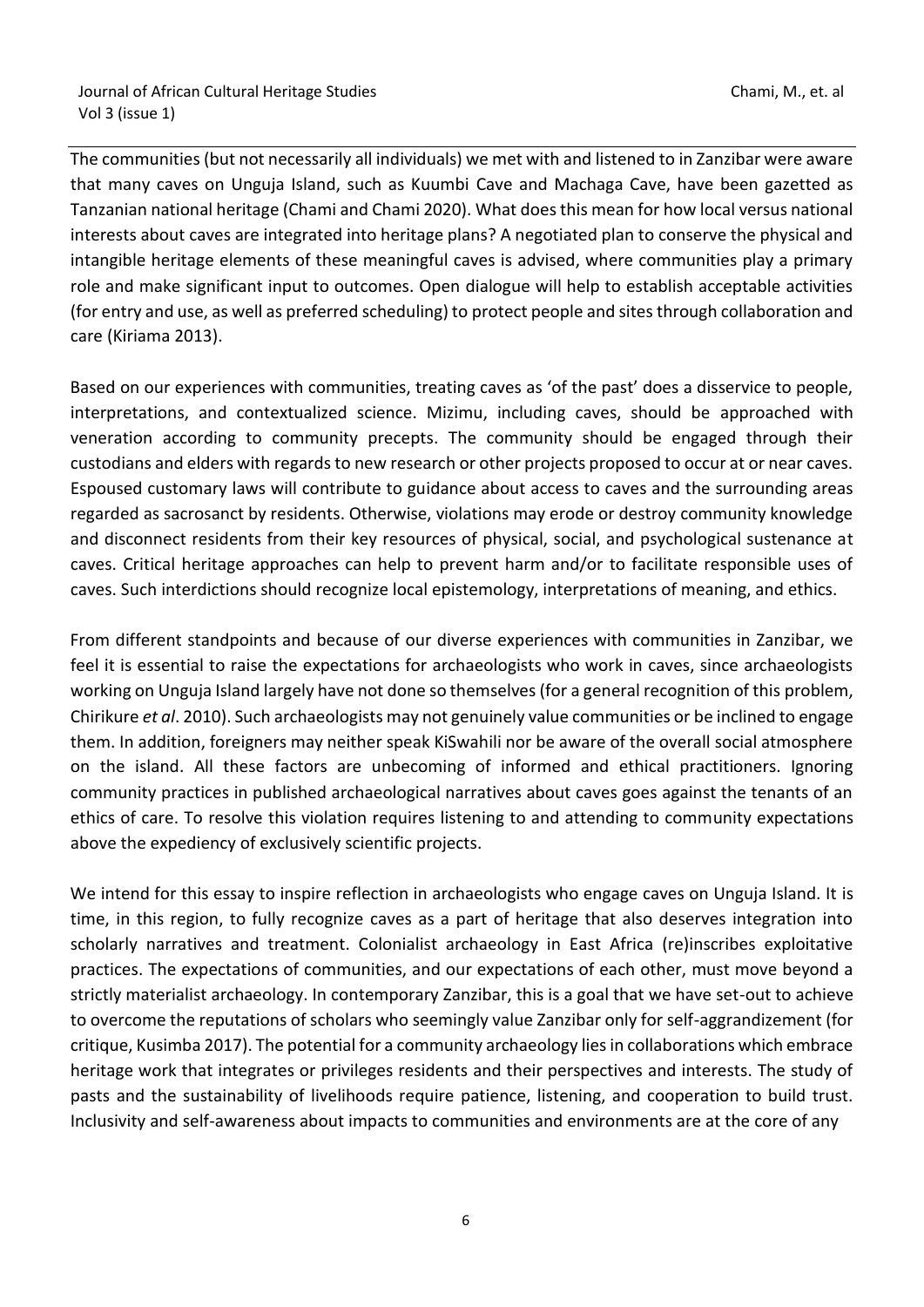The communities (but not necessarily all individuals) we met with and listened to in Zanzibar were aware that many caves on Unguja Island, such as Kuumbi Cave and Machaga Cave, have been gazetted as Tanzanian national heritage (Chami and Chami 2020). What does this mean for how local versus national interests about caves are integrated into heritage plans? A negotiated plan to conserve the physical and intangible heritage elements of these meaningful caves is advised, where communities play a primary role and make significant input to outcomes. Open dialogue will help to establish acceptable activities (for entry and use, as well as preferred scheduling) to protect people and sites through collaboration and care (Kiriama 2013).

Based on our experiences with communities, treating caves as 'of the past' does a disservice to people, interpretations, and contextualized science. Mizimu, including caves, should be approached with veneration according to community precepts. The community should be engaged through their custodians and elders with regards to new research or other projects proposed to occur at or near caves. Espoused customary laws will contribute to guidance about access to caves and the surrounding areas regarded as sacrosanct by residents. Otherwise, violations may erode or destroy community knowledge and disconnect residents from their key resources of physical, social, and psychological sustenance at caves. Critical heritage approaches can help to prevent harm and/or to facilitate responsible uses of caves. Such interdictions should recognize local epistemology, interpretations of meaning, and ethics.

From different standpoints and because of our diverse experiences with communities in Zanzibar, we feel it is essential to raise the expectations for archaeologists who work in caves, since archaeologists working on Unguja Island largely have not done so themselves (for a general recognition of this problem, Chirikure *et al*. 2010). Such archaeologists may not genuinely value communities or be inclined to engage them. In addition, foreigners may neither speak KiSwahili nor be aware of the overall social atmosphere on the island. All these factors are unbecoming of informed and ethical practitioners. Ignoring community practices in published archaeological narratives about caves goes against the tenants of an ethics of care. To resolve this violation requires listening to and attending to community expectations above the expediency of exclusively scientific projects.

We intend for this essay to inspire reflection in archaeologists who engage caves on Unguja Island. It is time, in this region, to fully recognize caves as a part of heritage that also deserves integration into scholarly narratives and treatment. Colonialist archaeology in East Africa (re)inscribes exploitative practices. The expectations of communities, and our expectations of each other, must move beyond a strictly materialist archaeology. In contemporary Zanzibar, this is a goal that we have set-out to achieve to overcome the reputations of scholars who seemingly value Zanzibar only for self-aggrandizement (for critique, Kusimba 2017). The potential for a community archaeology lies in collaborations which embrace heritage work that integrates or privileges residents and their perspectives and interests. The study of pasts and the sustainability of livelihoods require patience, listening, and cooperation to build trust. Inclusivity and self-awareness about impacts to communities and environments are at the core of any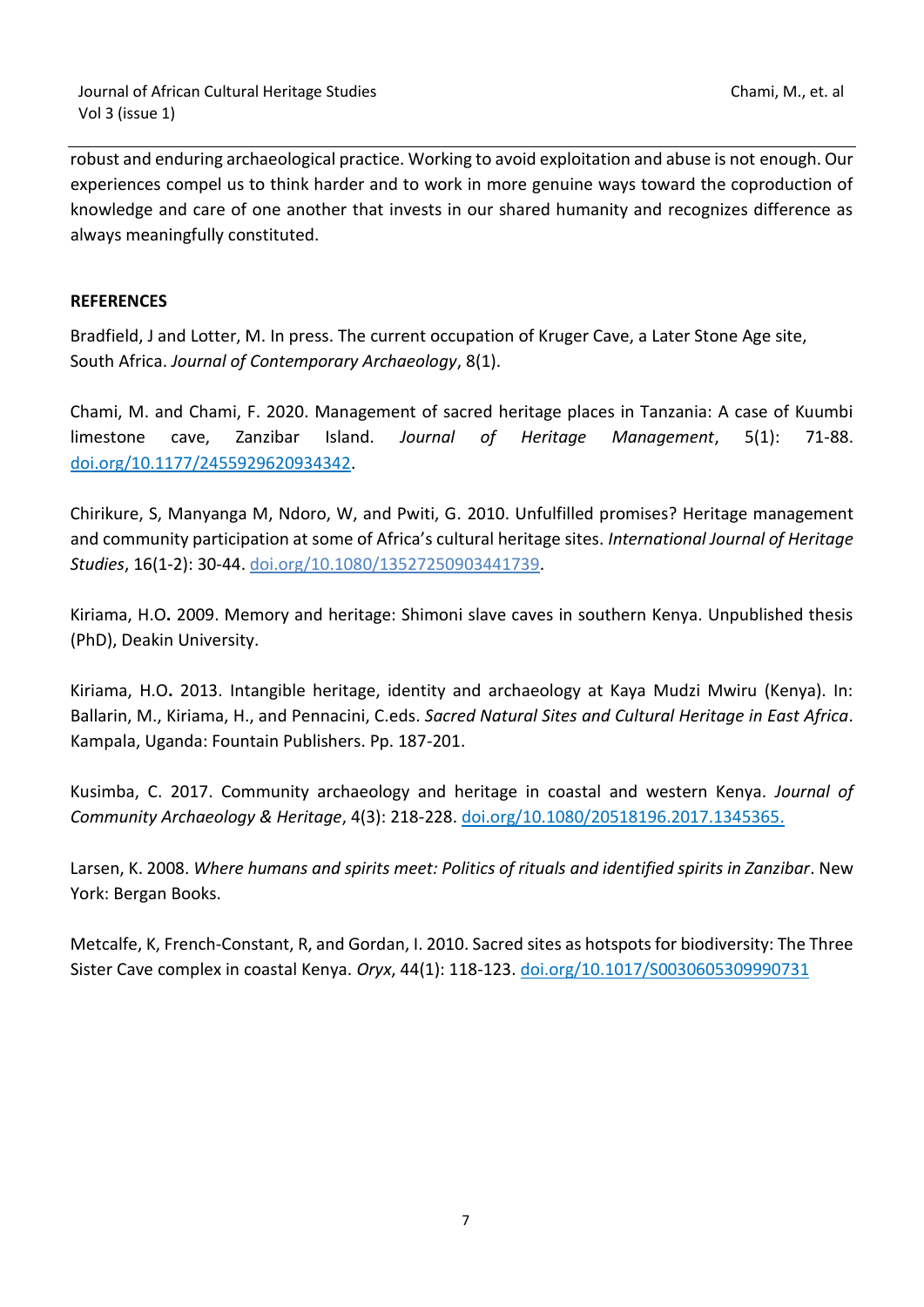robust and enduring archaeological practice. Working to avoid exploitation and abuse is not enough. Our experiences compel us to think harder and to work in more genuine ways toward the coproduction of knowledge and care of one another that invests in our shared humanity and recognizes difference as always meaningfully constituted.

**REFERENCES**

Bradfield, J and Lotter, M. In press. The current occupation of Kruger Cave, a Later Stone Age site, South Africa. *Journal of Contemporary Archaeology*, 8(1).

Chami, M. and Chami, F. 2020. Management of sacred heritage places in Tanzania: A case of Kuumbi limestone cave, Zanzibar Island. *Journal of Heritage Management*, 5(1): 71-88. doi.org/10.1177/2455929620934342.

Chirikure, S, Manyanga M, Ndoro, W, and Pwiti, G. 2010. Unfulfilled promises? Heritage management and community participation at some of Africa's cultural heritage sites. *International Journal of Heritage Studies*, 16(1-2): 30-44. doi.org/10.1080/13527250903441739.

Kiriama, H.O**.** 2009. Memory and heritage: Shimoni slave caves in southern Kenya. Unpublished thesis (PhD), Deakin University.

Kiriama, H.O**.** 2013. Intangible heritage, identity and archaeology at Kaya Mudzi Mwiru (Kenya). In: Ballarin, M., Kiriama, H., and Pennacini, C.eds. *Sacred Natural Sites and Cultural Heritage in East Africa*. Kampala, Uganda: Fountain Publishers. Pp. 187-201.

Kusimba, C. 2017. Community archaeology and heritage in coastal and western Kenya. *Journal of Community Archaeology & Heritage*, 4(3): 218-228. doi.org/10.1080/20518196.2017.1345365.

Larsen, K. 2008. *Where humans and spirits meet: Politics of rituals and identified spirits in Zanzibar*. New York: Bergan Books.

Metcalfe, K, French-Constant, R, and Gordan, I. 2010. Sacred sites as hotspots for biodiversity: The Three Sister Cave complex in coastal Kenya. *Oryx*, 44(1): 118-123. doi.org/10.1017/S0030605309990731